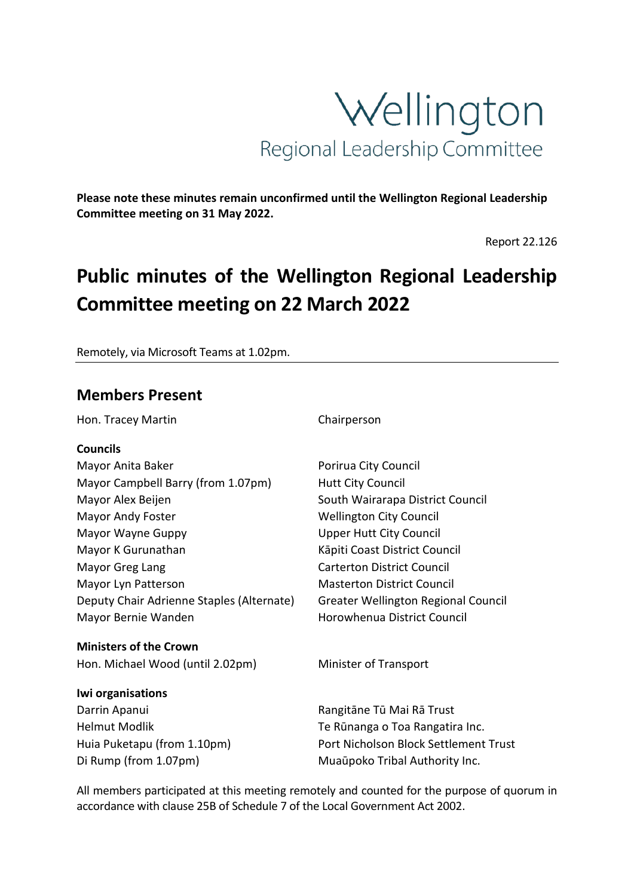Wellington
Regional Leadership Committee

**Please note these minutes remain unconfirmed until the Wellington Regional Leadership Committee meeting on 31 May 2022.**

Report 22.126

# Public minutes of the Wellington Regional Leadership Committee meeting on 22 March 2022

Remotely, via Microsoft Teams at 1.02pm.

## Members Present

| | |
|---|---|
| Hon. Tracey Martin | Chairperson |
| **Councils** | |
| Mayor Anita Baker | Porirua City Council |
| Mayor Campbell Barry (from 1.07pm) | Hutt City Council |
| Mayor Alex Beijen | South Wairarapa District Council |
| Mayor Andy Foster | Wellington City Council |
| Mayor Wayne Guppy | Upper Hutt City Council |
| Mayor K Gurunathan | Kāpiti Coast District Council |
| Mayor Greg Lang | Carterton District Council |
| Mayor Lyn Patterson | Masterton District Council |
| Deputy Chair Adrienne Staples (Alternate) | Greater Wellington Regional Council |
| Mayor Bernie Wanden | Horowhenua District Council |
| **Ministers of the Crown** | |
| Hon. Michael Wood (until 2.02pm) | Minister of Transport |
| **Iwi organisations** | |
| Darrin Apanui | Rangitāne Tū Mai Rā Trust |
| Helmut Modlik | Te Rūnanga o Toa Rangatira Inc. |
| Huia Puketapu (from 1.10pm) | Port Nicholson Block Settlement Trust |
| Di Rump (from 1.07pm) | Muaūpoko Tribal Authority Inc. |

All members participated at this meeting remotely and counted for the purpose of quorum in accordance with clause 25B of Schedule 7 of the Local Government Act 2002.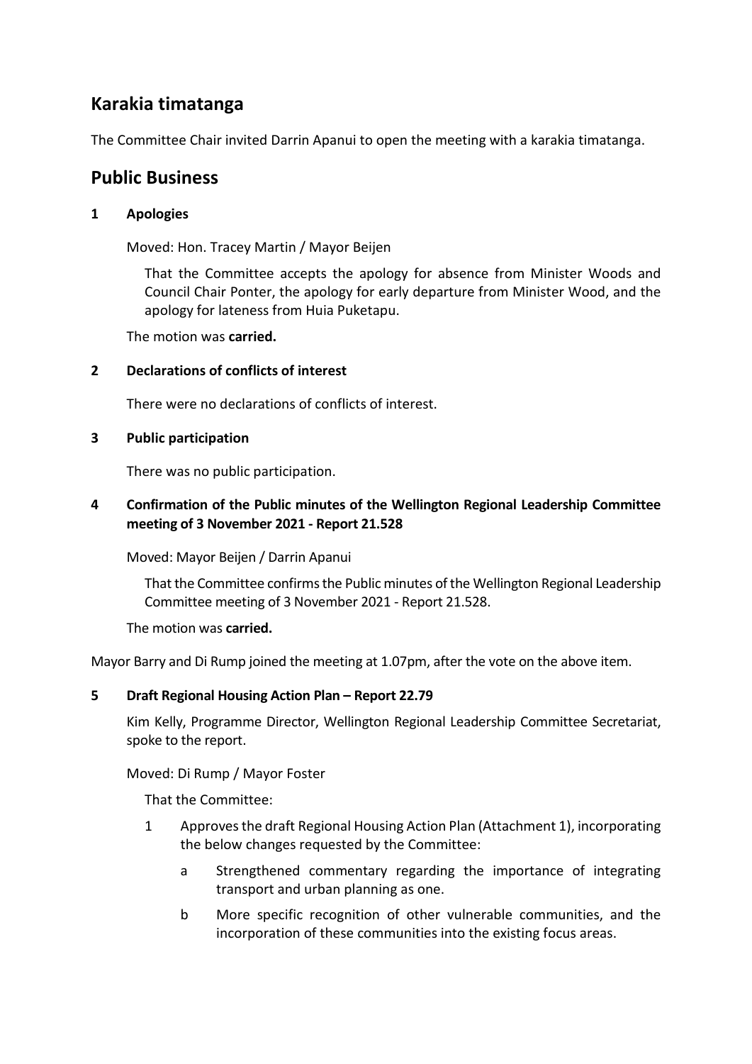## Karakia timatanga

The Committee Chair invited Darrin Apanui to open the meeting with a karakia timatanga.

## Public Business

### 1 Apologies

Moved: Hon. Tracey Martin / Mayor Beijen

> That the Committee accepts the apology for absence from Minister Woods and Council Chair Ponter, the apology for early departure from Minister Wood, and the apology for lateness from Huia Puketapu.

The motion was **carried.**

### 2 Declarations of conflicts of interest

There were no declarations of conflicts of interest.

### 3 Public participation

There was no public participation.

### 4 Confirmation of the Public minutes of the Wellington Regional Leadership Committee meeting of 3 November 2021 - Report 21.528

Moved: Mayor Beijen / Darrin Apanui

> That the Committee confirms the Public minutes of the Wellington Regional Leadership Committee meeting of 3 November 2021 - Report 21.528.

The motion was **carried.**

Mayor Barry and Di Rump joined the meeting at 1.07pm, after the vote on the above item.

### 5 Draft Regional Housing Action Plan – Report 22.79

Kim Kelly, Programme Director, Wellington Regional Leadership Committee Secretariat, spoke to the report.

Moved: Di Rump / Mayor Foster

That the Committee:

1. Approves the draft Regional Housing Action Plan (Attachment 1), incorporating the below changes requested by the Committee:
   - a. Strengthened commentary regarding the importance of integrating transport and urban planning as one.
   - b. More specific recognition of other vulnerable communities, and the incorporation of these communities into the existing focus areas.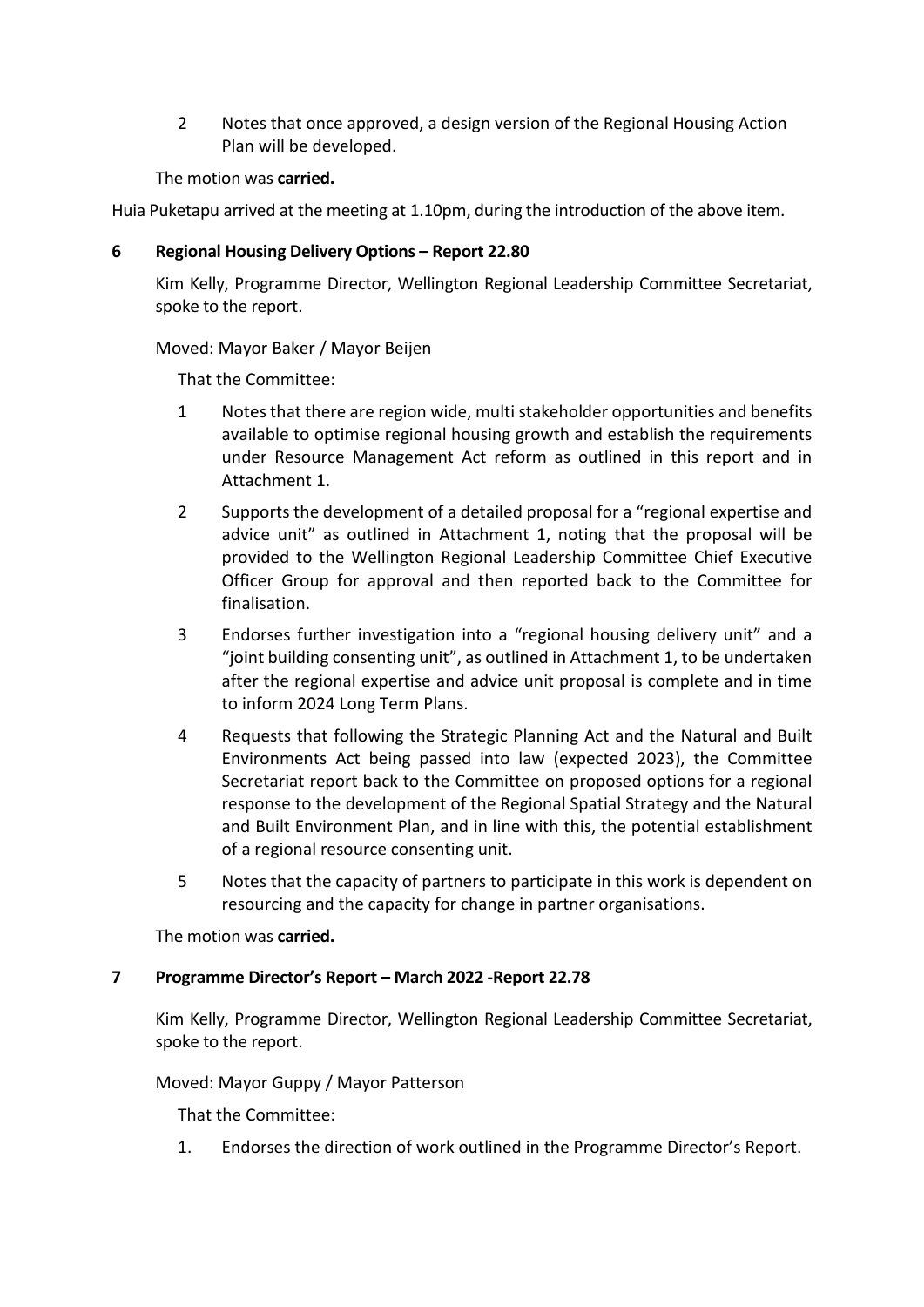2 Notes that once approved, a design version of the Regional Housing Action Plan will be developed.

The motion was **carried.**

Huia Puketapu arrived at the meeting at 1.10pm, during the introduction of the above item.

**6 Regional Housing Delivery Options – Report 22.80**

Kim Kelly, Programme Director, Wellington Regional Leadership Committee Secretariat, spoke to the report.

Moved: Mayor Baker / Mayor Beijen

That the Committee:

1 Notes that there are region wide, multi stakeholder opportunities and benefits available to optimise regional housing growth and establish the requirements under Resource Management Act reform as outlined in this report and in Attachment 1.

2 Supports the development of a detailed proposal for a "regional expertise and advice unit" as outlined in Attachment 1, noting that the proposal will be provided to the Wellington Regional Leadership Committee Chief Executive Officer Group for approval and then reported back to the Committee for finalisation.

3 Endorses further investigation into a "regional housing delivery unit" and a "joint building consenting unit", as outlined in Attachment 1, to be undertaken after the regional expertise and advice unit proposal is complete and in time to inform 2024 Long Term Plans.

4 Requests that following the Strategic Planning Act and the Natural and Built Environments Act being passed into law (expected 2023), the Committee Secretariat report back to the Committee on proposed options for a regional response to the development of the Regional Spatial Strategy and the Natural and Built Environment Plan, and in line with this, the potential establishment of a regional resource consenting unit.

5 Notes that the capacity of partners to participate in this work is dependent on resourcing and the capacity for change in partner organisations.

The motion was **carried.**

**7 Programme Director's Report – March 2022 -Report 22.78**

Kim Kelly, Programme Director, Wellington Regional Leadership Committee Secretariat, spoke to the report.

Moved: Mayor Guppy / Mayor Patterson

That the Committee:

1. Endorses the direction of work outlined in the Programme Director's Report.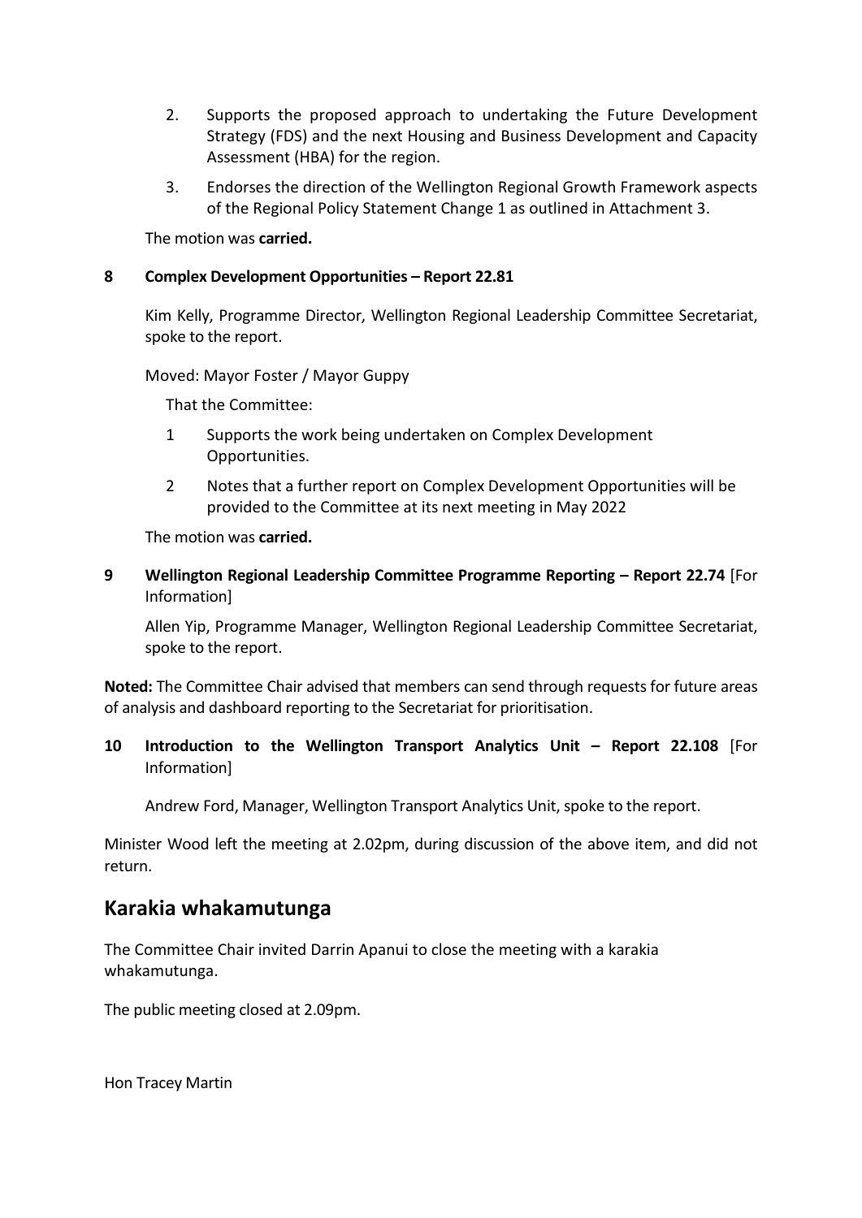2. Supports the proposed approach to undertaking the Future Development Strategy (FDS) and the next Housing and Business Development and Capacity Assessment (HBA) for the region.

3. Endorses the direction of the Wellington Regional Growth Framework aspects of the Regional Policy Statement Change 1 as outlined in Attachment 3.

The motion was **carried.**

**8 Complex Development Opportunities – Report 22.81**

Kim Kelly, Programme Director, Wellington Regional Leadership Committee Secretariat, spoke to the report.

Moved: Mayor Foster / Mayor Guppy

That the Committee:

1 Supports the work being undertaken on Complex Development Opportunities.

2 Notes that a further report on Complex Development Opportunities will be provided to the Committee at its next meeting in May 2022

The motion was **carried.**

**9 Wellington Regional Leadership Committee Programme Reporting – Report 22.74** [For Information]

Allen Yip, Programme Manager, Wellington Regional Leadership Committee Secretariat, spoke to the report.

**Noted:** The Committee Chair advised that members can send through requests for future areas of analysis and dashboard reporting to the Secretariat for prioritisation.

**10 Introduction to the Wellington Transport Analytics Unit – Report 22.108** [For Information]

Andrew Ford, Manager, Wellington Transport Analytics Unit, spoke to the report.

Minister Wood left the meeting at 2.02pm, during discussion of the above item, and did not return.

## Karakia whakamutunga

The Committee Chair invited Darrin Apanui to close the meeting with a karakia whakamutunga.

The public meeting closed at 2.09pm.

Hon Tracey Martin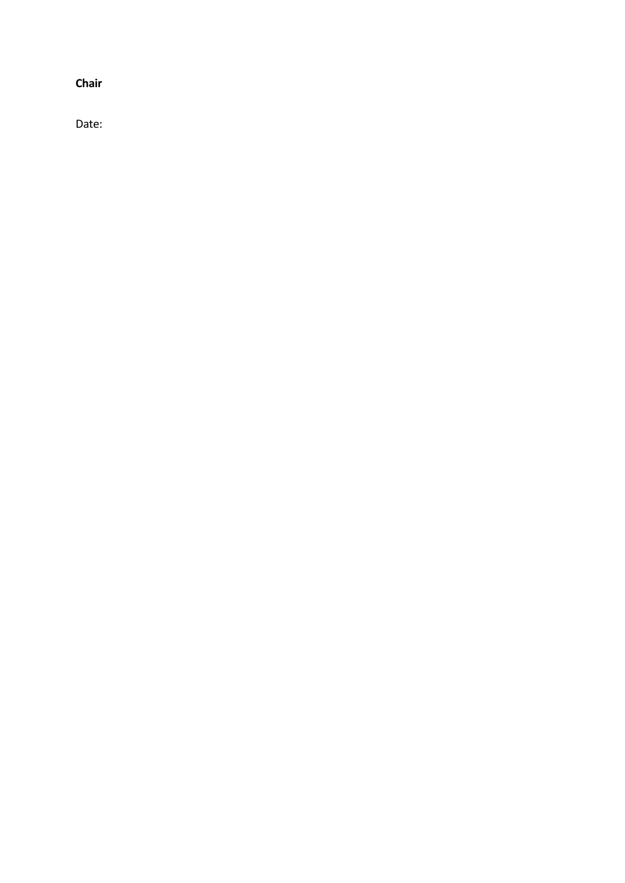**Chair**

Date: